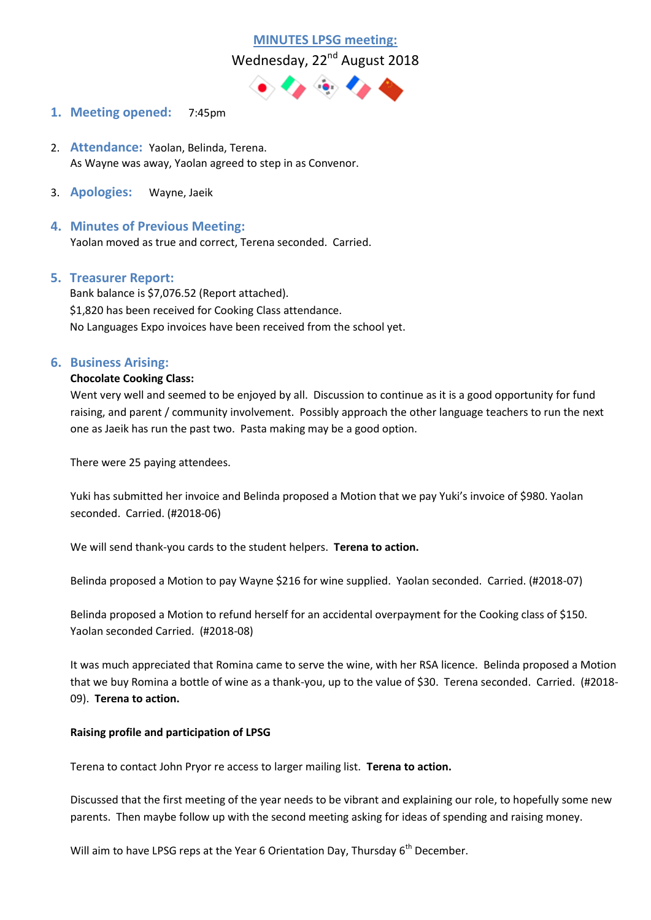# MINUTES LPSG meeting:

Wednesday, 22nd August 2018

1. **Meeting opened:** 7:45pm

2. **Attendance:** Yaolan, Belinda, Terena.
   As Wayne was away, Yaolan agreed to step in as Convenor.

3. **Apologies:** Wayne, Jaeik

4. **Minutes of Previous Meeting:**
   Yaolan moved as true and correct, Terena seconded. Carried.

5. **Treasurer Report:**
   Bank balance is $7,076.52 (Report attached).
   $1,820 has been received for Cooking Class attendance.
   No Languages Expo invoices have been received from the school yet.

6. **Business Arising:**

   **Chocolate Cooking Class:**

   Went very well and seemed to be enjoyed by all. Discussion to continue as it is a good opportunity for fund raising, and parent / community involvement. Possibly approach the other language teachers to run the next one as Jaeik has run the past two. Pasta making may be a good option.

   There were 25 paying attendees.

   Yuki has submitted her invoice and Belinda proposed a Motion that we pay Yuki's invoice of $980. Yaolan seconded. Carried. (#2018-06)

   We will send thank-you cards to the student helpers. **Terena to action.**

   Belinda proposed a Motion to pay Wayne $216 for wine supplied. Yaolan seconded. Carried. (#2018-07)

   Belinda proposed a Motion to refund herself for an accidental overpayment for the Cooking class of $150. Yaolan seconded Carried. (#2018-08)

   It was much appreciated that Romina came to serve the wine, with her RSA licence. Belinda proposed a Motion that we buy Romina a bottle of wine as a thank-you, up to the value of $30. Terena seconded. Carried. (#2018-09). **Terena to action.**

   **Raising profile and participation of LPSG**

   Terena to contact John Pryor re access to larger mailing list. **Terena to action.**

   Discussed that the first meeting of the year needs to be vibrant and explaining our role, to hopefully some new parents. Then maybe follow up with the second meeting asking for ideas of spending and raising money.

   Will aim to have LPSG reps at the Year 6 Orientation Day, Thursday 6th December.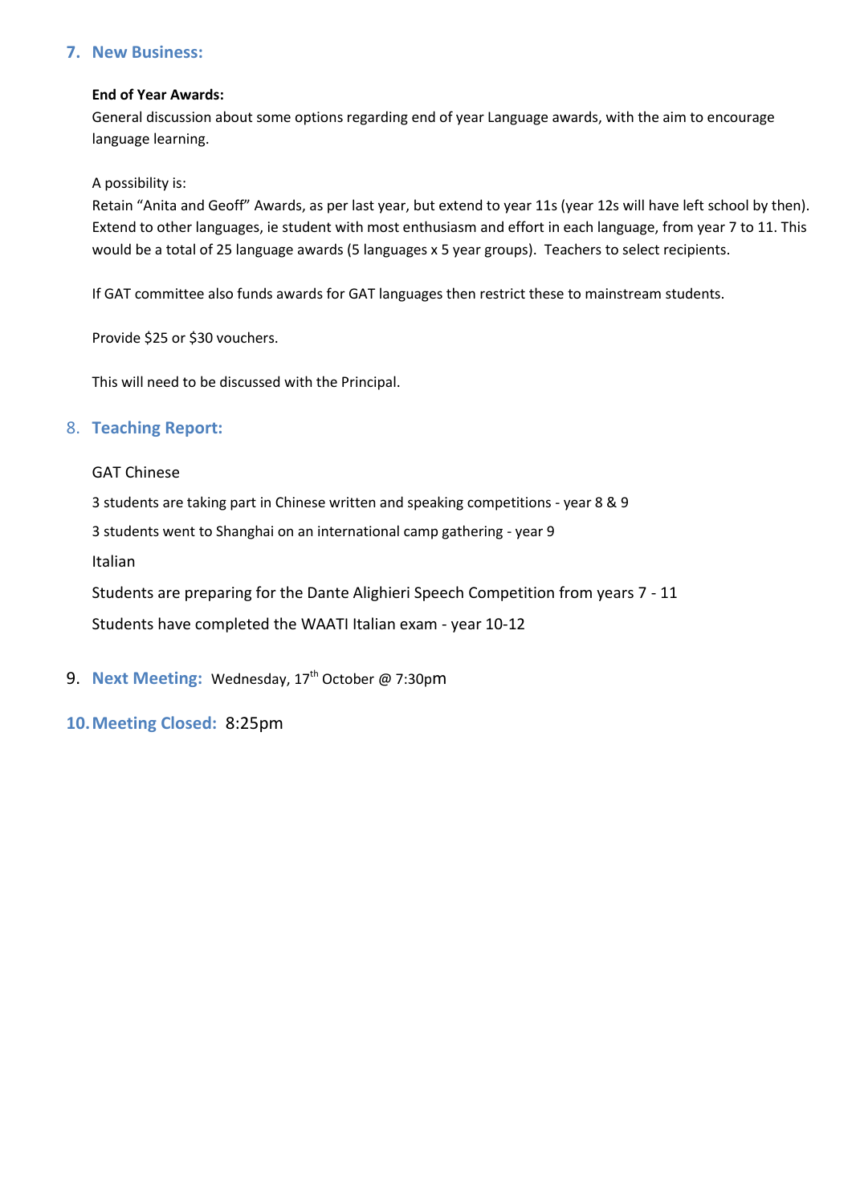## 7. New Business:

**End of Year Awards:**

General discussion about some options regarding end of year Language awards, with the aim to encourage language learning.

A possibility is:

Retain "Anita and Geoff" Awards, as per last year, but extend to year 11s (year 12s will have left school by then). Extend to other languages, ie student with most enthusiasm and effort in each language, from year 7 to 11. This would be a total of 25 language awards (5 languages x 5 year groups). Teachers to select recipients.

If GAT committee also funds awards for GAT languages then restrict these to mainstream students.

Provide $25 or $30 vouchers.

This will need to be discussed with the Principal.

## 8. Teaching Report:

GAT Chinese

3 students are taking part in Chinese written and speaking competitions - year 8 & 9

3 students went to Shanghai on an international camp gathering - year 9

Italian

Students are preparing for the Dante Alighieri Speech Competition from years 7 - 11

Students have completed the WAATI Italian exam - year 10-12

## 9. Next Meeting: Wednesday, 17th October @ 7:30pm

## 10. Meeting Closed: 8:25pm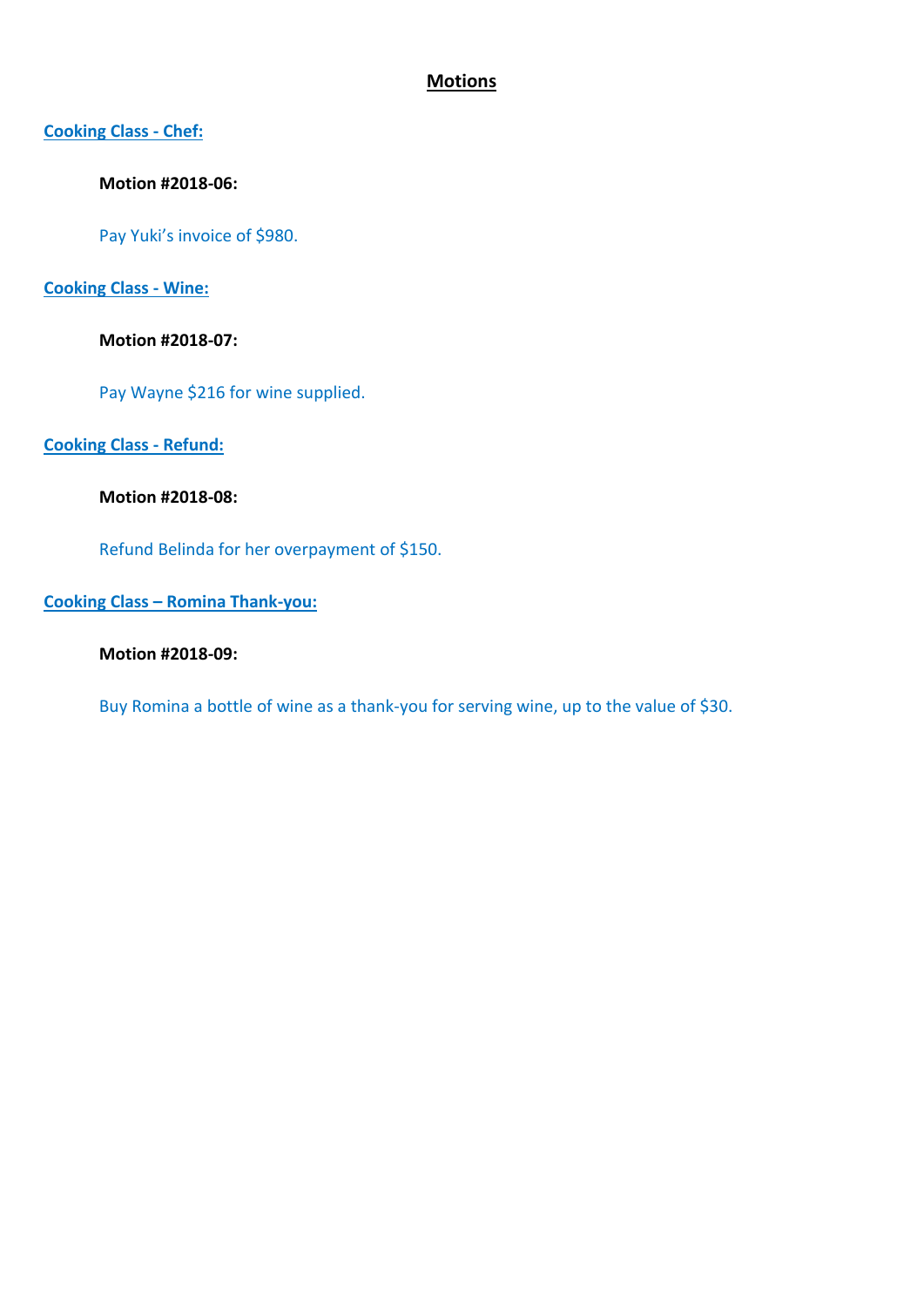# Motions

**Cooking Class - Chef:**

**Motion #2018-06:**

Pay Yuki's invoice of $980.

**Cooking Class - Wine:**

**Motion #2018-07:**

Pay Wayne $216 for wine supplied.

**Cooking Class - Refund:**

**Motion #2018-08:**

Refund Belinda for her overpayment of $150.

**Cooking Class – Romina Thank-you:**

**Motion #2018-09:**

Buy Romina a bottle of wine as a thank-you for serving wine, up to the value of $30.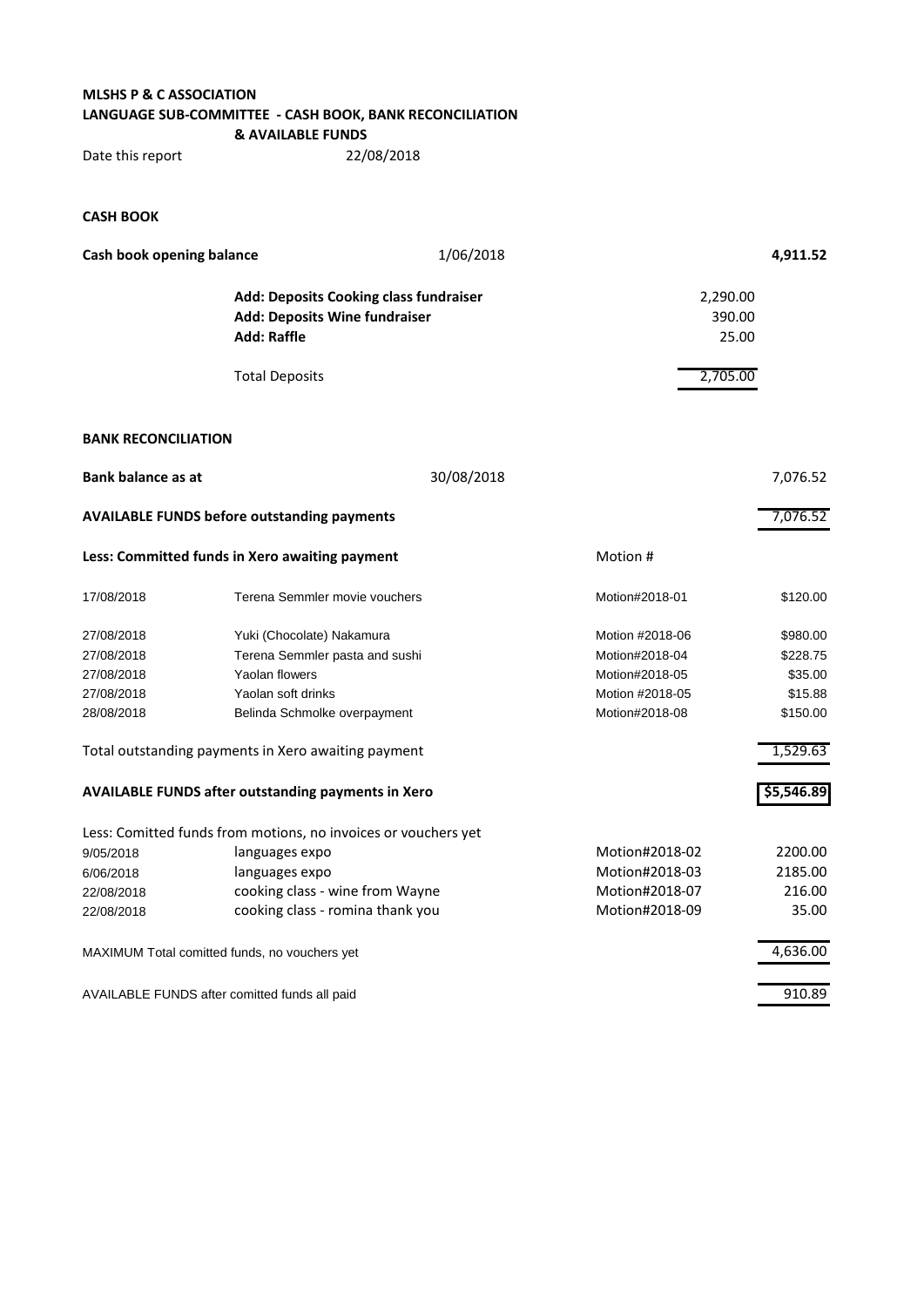**MLSHS P & C ASSOCIATION**
**LANGUAGE SUB-COMMITTEE - CASH BOOK, BANK RECONCILIATION & AVAILABLE FUNDS**

Date this report 22/08/2018

**CASH BOOK**

| | | | | |
|---|---|---|---|---|
| **Cash book opening balance** | | 1/06/2018 | | **4,911.52** |
| | **Add: Deposits Cooking class fundraiser** | | 2,290.00 | |
| | **Add: Deposits Wine fundraiser** | | 390.00 | |
| | **Add: Raffle** | | 25.00 | |
| | Total Deposits | | 2,705.00 | |

**BANK RECONCILIATION**

| | | | |
|---|---|---|---|
| **Bank balance as at** | 30/08/2018 | | 7,076.52 |
| **AVAILABLE FUNDS before outstanding payments** | | | 7,076.52 |
| **Less: Committed funds in Xero awaiting payment** | | Motion # | |
| 17/08/2018 | Terena Semmler movie vouchers | Motion#2018-01 | $120.00 |
| 27/08/2018 | Yuki (Chocolate) Nakamura | Motion #2018-06 | $980.00 |
| 27/08/2018 | Terena Semmler pasta and sushi | Motion#2018-04 | $228.75 |
| 27/08/2018 | Yaolan flowers | Motion#2018-05 | $35.00 |
| 27/08/2018 | Yaolan soft drinks | Motion #2018-05 | $15.88 |
| 28/08/2018 | Belinda Schmolke overpayment | Motion#2018-08 | $150.00 |
| Total outstanding payments in Xero awaiting payment | | | 1,529.63 |
| **AVAILABLE FUNDS after outstanding payments in Xero** | | | **$5,546.89** |
| Less: Comitted funds from motions, no invoices or vouchers yet | | | |
| 9/05/2018 | languages expo | Motion#2018-02 | 2200.00 |
| 6/06/2018 | languages expo | Motion#2018-03 | 2185.00 |
| 22/08/2018 | cooking class - wine from Wayne | Motion#2018-07 | 216.00 |
| 22/08/2018 | cooking class - romina thank you | Motion#2018-09 | 35.00 |
| MAXIMUM Total comitted funds, no vouchers yet | | | 4,636.00 |
| AVAILABLE FUNDS after comitted funds all paid | | | 910.89 |